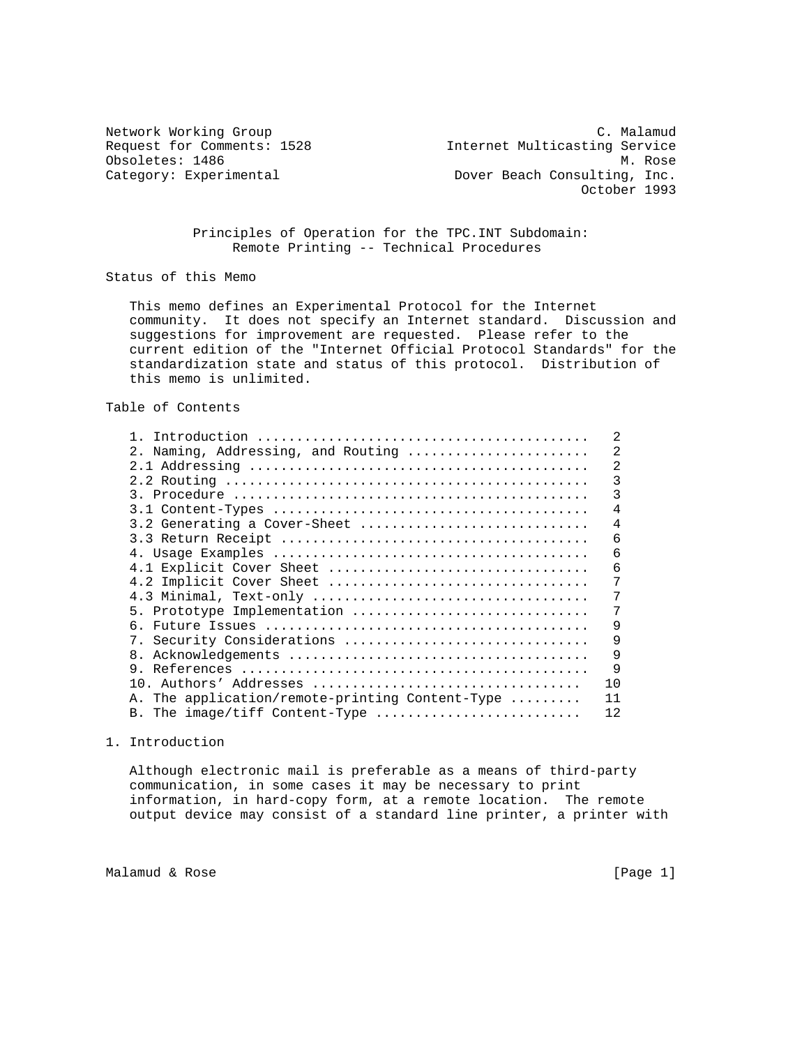Network Working Group C. Malamud
Request for Comments: 1528 Internet Multicasting Service
Obsoletes: 1486 M. Rose
Category: Experimental Dover Beach Consulting, Inc.
October 1993

# Principles of Operation for the TPC.INT Subdomain: Remote Printing -- Technical Procedures

## Status of this Memo

This memo defines an Experimental Protocol for the Internet community. It does not specify an Internet standard. Discussion and suggestions for improvement are requested. Please refer to the current edition of the "Internet Official Protocol Standards" for the standardization state and status of this protocol. Distribution of this memo is unlimited.

## Table of Contents

```
1. Introduction ..........................................   2
2. Naming, Addressing, and Routing .......................   2
2.1 Addressing ...........................................   2
2.2 Routing ..............................................   3
3. Procedure .............................................   3
3.1 Content-Types ........................................   4
3.2 Generating a Cover-Sheet .............................   4
3.3 Return Receipt .......................................   6
4. Usage Examples ........................................   6
4.1 Explicit Cover Sheet .................................   6
4.2 Implicit Cover Sheet .................................   7
4.3 Minimal, Text-only ...................................   7
5. Prototype Implementation ..............................   7
6. Future Issues .........................................   9
7. Security Considerations ...............................   9
8. Acknowledgements ......................................   9
9. References ............................................   9
10. Authors' Addresses ...................................  10
A. The application/remote-printing Content-Type .........  11
B. The image/tiff Content-Type ..........................  12
```

## 1. Introduction

Although electronic mail is preferable as a means of third-party communication, in some cases it may be necessary to print information, in hard-copy form, at a remote location. The remote output device may consist of a standard line printer, a printer with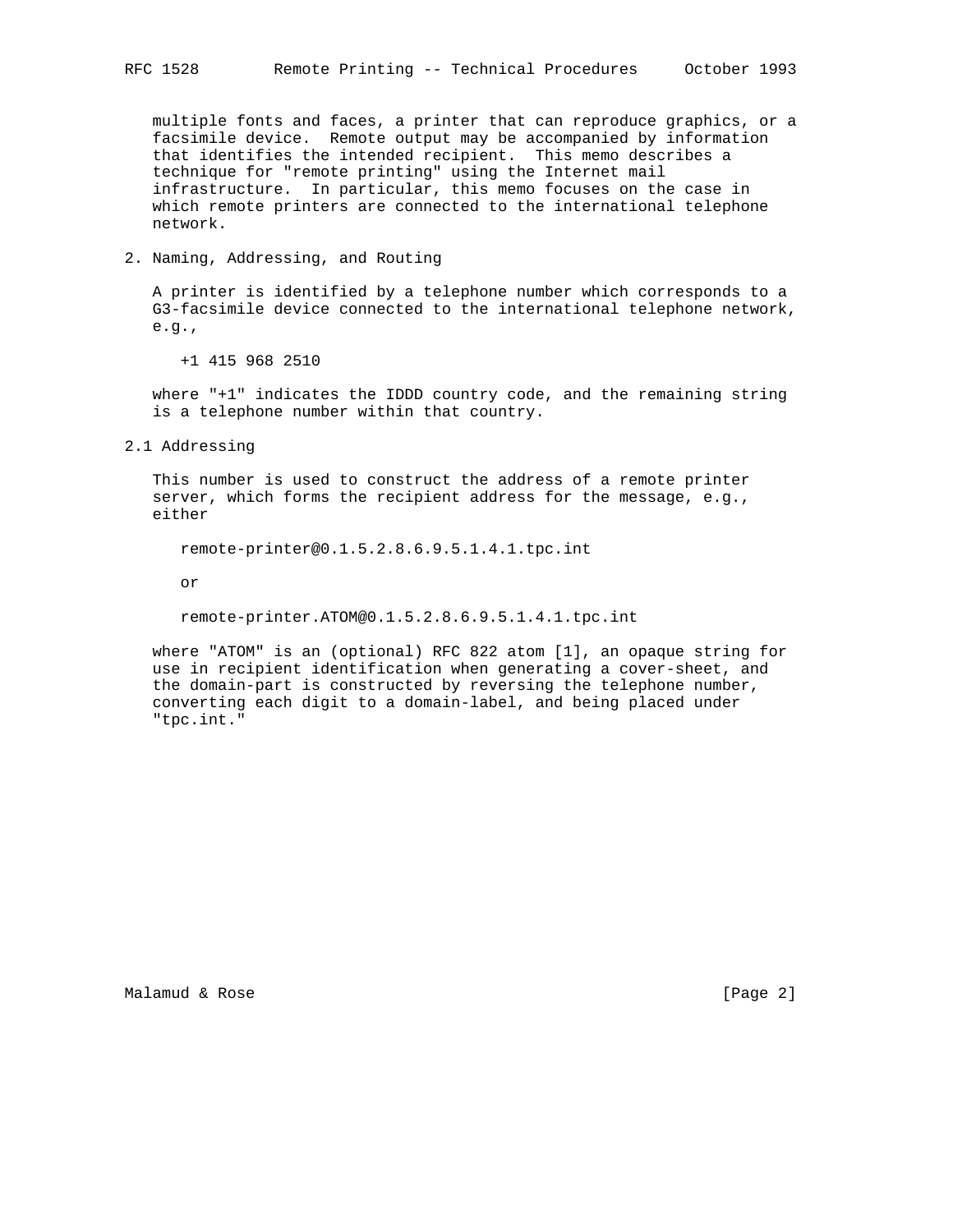multiple fonts and faces, a printer that can reproduce graphics, or a facsimile device. Remote output may be accompanied by information that identifies the intended recipient. This memo describes a technique for "remote printing" using the Internet mail infrastructure. In particular, this memo focuses on the case in which remote printers are connected to the international telephone network.

## 2. Naming, Addressing, and Routing

A printer is identified by a telephone number which corresponds to a G3-facsimile device connected to the international telephone network, e.g.,

```
+1 415 968 2510
```

where "+1" indicates the IDDD country code, and the remaining string is a telephone number within that country.

### 2.1 Addressing

This number is used to construct the address of a remote printer server, which forms the recipient address for the message, e.g., either

```
remote-printer@0.1.5.2.8.6.9.5.1.4.1.tpc.int
```

or

```
remote-printer.ATOM@0.1.5.2.8.6.9.5.1.4.1.tpc.int
```

where "ATOM" is an (optional) RFC 822 atom [1], an opaque string for use in recipient identification when generating a cover-sheet, and the domain-part is constructed by reversing the telephone number, converting each digit to a domain-label, and being placed under "tpc.int."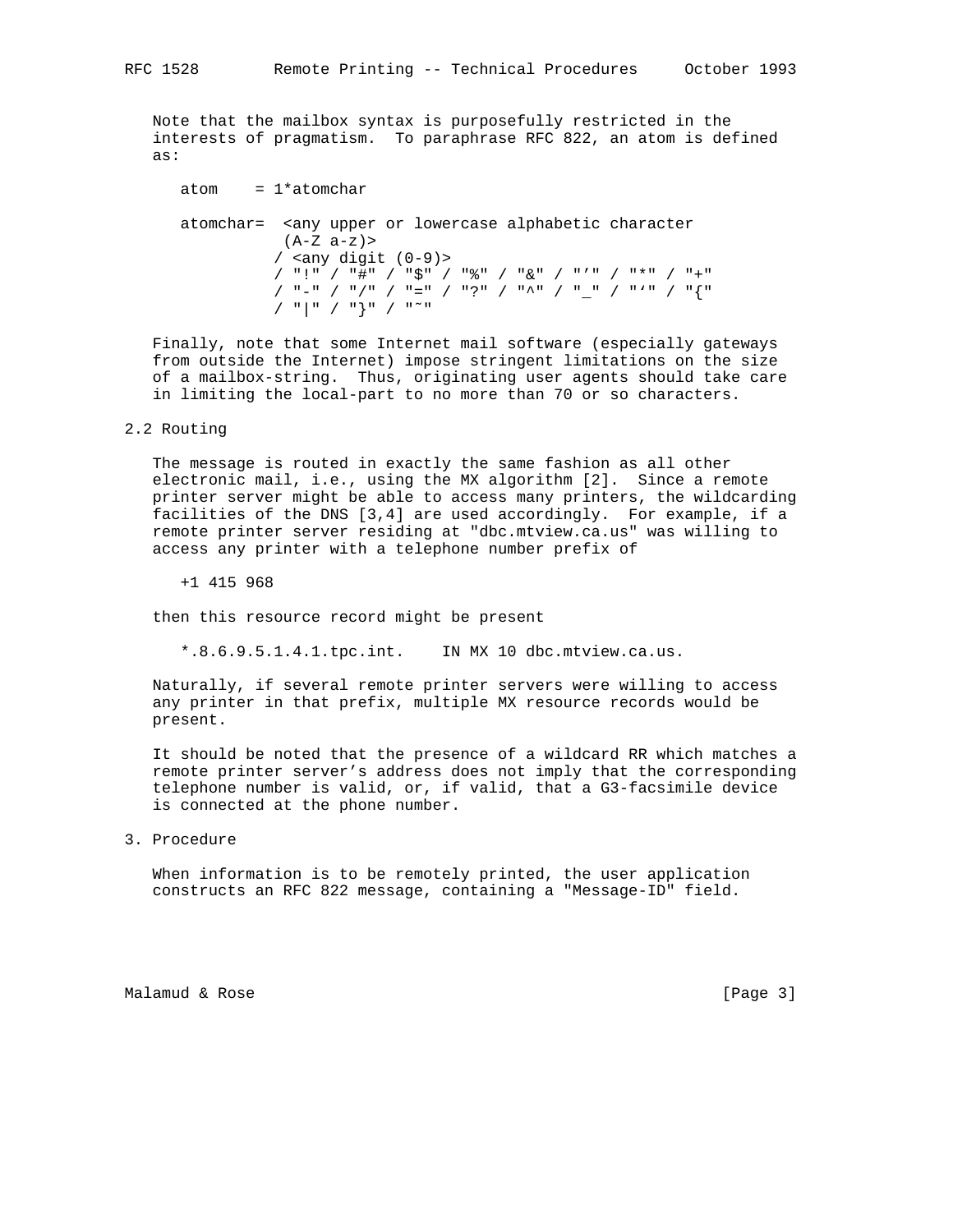Note that the mailbox syntax is purposefully restricted in the interests of pragmatism. To paraphrase RFC 822, an atom is defined as:

```
atom    = 1*atomchar

atomchar=  <any upper or lowercase alphabetic character
            (A-Z a-z)>
           / <any digit (0-9)>
           / "!" / "#" / "$" / "%" / "&" / "'" / "*" / "+"
           / "-" / "/" / "=" / "?" / "^" / "_" / "`" / "{"
           / "|" / "}" / "~"
```

Finally, note that some Internet mail software (especially gateways from outside the Internet) impose stringent limitations on the size of a mailbox-string. Thus, originating user agents should take care in limiting the local-part to no more than 70 or so characters.

## 2.2 Routing

The message is routed in exactly the same fashion as all other electronic mail, i.e., using the MX algorithm [2]. Since a remote printer server might be able to access many printers, the wildcarding facilities of the DNS [3,4] are used accordingly. For example, if a remote printer server residing at "dbc.mtview.ca.us" was willing to access any printer with a telephone number prefix of

```
+1 415 968
```

then this resource record might be present

```
*.8.6.9.5.1.4.1.tpc.int.    IN MX 10 dbc.mtview.ca.us.
```

Naturally, if several remote printer servers were willing to access any printer in that prefix, multiple MX resource records would be present.

It should be noted that the presence of a wildcard RR which matches a remote printer server's address does not imply that the corresponding telephone number is valid, or, if valid, that a G3-facsimile device is connected at the phone number.

# 3. Procedure

When information is to be remotely printed, the user application constructs an RFC 822 message, containing a "Message-ID" field.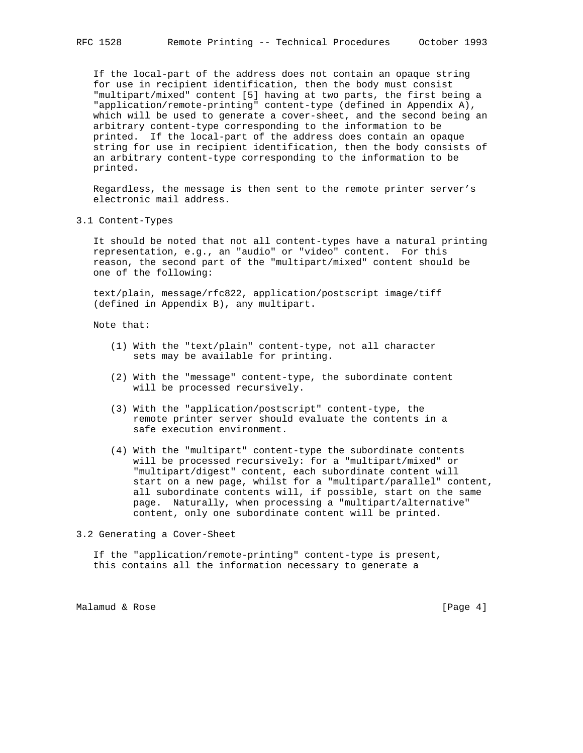If the local-part of the address does not contain an opaque string for use in recipient identification, then the body must consist "multipart/mixed" content [5] having at two parts, the first being a "application/remote-printing" content-type (defined in Appendix A), which will be used to generate a cover-sheet, and the second being an arbitrary content-type corresponding to the information to be printed. If the local-part of the address does contain an opaque string for use in recipient identification, then the body consists of an arbitrary content-type corresponding to the information to be printed.

Regardless, the message is then sent to the remote printer server's electronic mail address.

### 3.1 Content-Types

It should be noted that not all content-types have a natural printing representation, e.g., an "audio" or "video" content. For this reason, the second part of the "multipart/mixed" content should be one of the following:

text/plain, message/rfc822, application/postscript image/tiff (defined in Appendix B), any multipart.

Note that:

(1) With the "text/plain" content-type, not all character sets may be available for printing.

(2) With the "message" content-type, the subordinate content will be processed recursively.

(3) With the "application/postscript" content-type, the remote printer server should evaluate the contents in a safe execution environment.

(4) With the "multipart" content-type the subordinate contents will be processed recursively: for a "multipart/mixed" or "multipart/digest" content, each subordinate content will start on a new page, whilst for a "multipart/parallel" content, all subordinate contents will, if possible, start on the same page. Naturally, when processing a "multipart/alternative" content, only one subordinate content will be printed.

### 3.2 Generating a Cover-Sheet

If the "application/remote-printing" content-type is present, this contains all the information necessary to generate a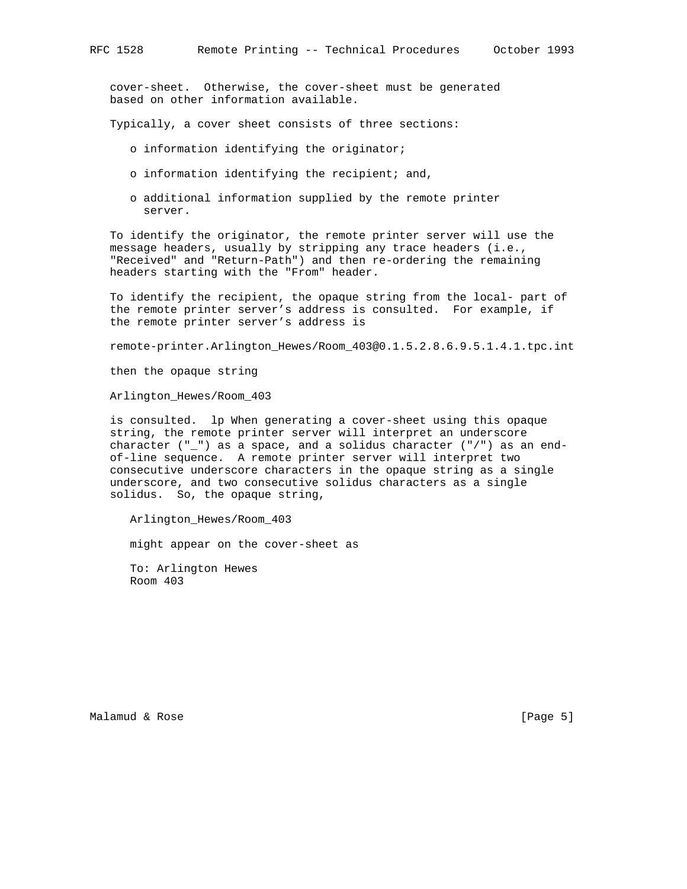cover-sheet. Otherwise, the cover-sheet must be generated based on other information available.

Typically, a cover sheet consists of three sections:

- information identifying the originator;
- information identifying the recipient; and,
- additional information supplied by the remote printer server.

To identify the originator, the remote printer server will use the message headers, usually by stripping any trace headers (i.e., "Received" and "Return-Path") and then re-ordering the remaining headers starting with the "From" header.

To identify the recipient, the opaque string from the local- part of the remote printer server's address is consulted. For example, if the remote printer server's address is

```
remote-printer.Arlington_Hewes/Room_403@0.1.5.2.8.6.9.5.1.4.1.tpc.int
```

then the opaque string

```
Arlington_Hewes/Room_403
```

is consulted. lp When generating a cover-sheet using this opaque string, the remote printer server will interpret an underscore character ("_") as a space, and a solidus character ("/") as an end-of-line sequence. A remote printer server will interpret two consecutive underscore characters in the opaque string as a single underscore, and two consecutive solidus characters as a single solidus. So, the opaque string,

```
Arlington_Hewes/Room_403
```

might appear on the cover-sheet as

```
To: Arlington Hewes
Room 403
```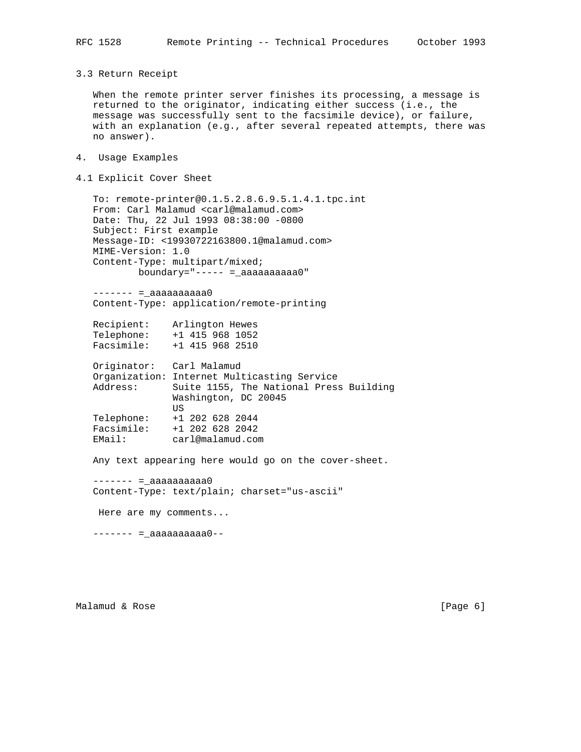### 3.3 Return Receipt

When the remote printer server finishes its processing, a message is returned to the originator, indicating either success (i.e., the message was successfully sent to the facsimile device), or failure, with an explanation (e.g., after several repeated attempts, there was no answer).

## 4. Usage Examples

### 4.1 Explicit Cover Sheet

```
To: remote-printer@0.1.5.2.8.6.9.5.1.4.1.tpc.int
From: Carl Malamud <carl@malamud.com>
Date: Thu, 22 Jul 1993 08:38:00 -0800
Subject: First example
Message-ID: <19930722163800.1@malamud.com>
MIME-Version: 1.0
Content-Type: multipart/mixed;
        boundary="----- =_aaaaaaaaaa0"

------- =_aaaaaaaaaa0
Content-Type: application/remote-printing

Recipient:    Arlington Hewes
Telephone:    +1 415 968 1052
Facsimile:    +1 415 968 2510

Originator:   Carl Malamud
Organization: Internet Multicasting Service
Address:      Suite 1155, The National Press Building
              Washington, DC 20045
              US
Telephone:    +1 202 628 2044
Facsimile:    +1 202 628 2042
EMail:        carl@malamud.com

Any text appearing here would go on the cover-sheet.

------- =_aaaaaaaaaa0
Content-Type: text/plain; charset="us-ascii"

 Here are my comments...

------- =_aaaaaaaaaa0--
```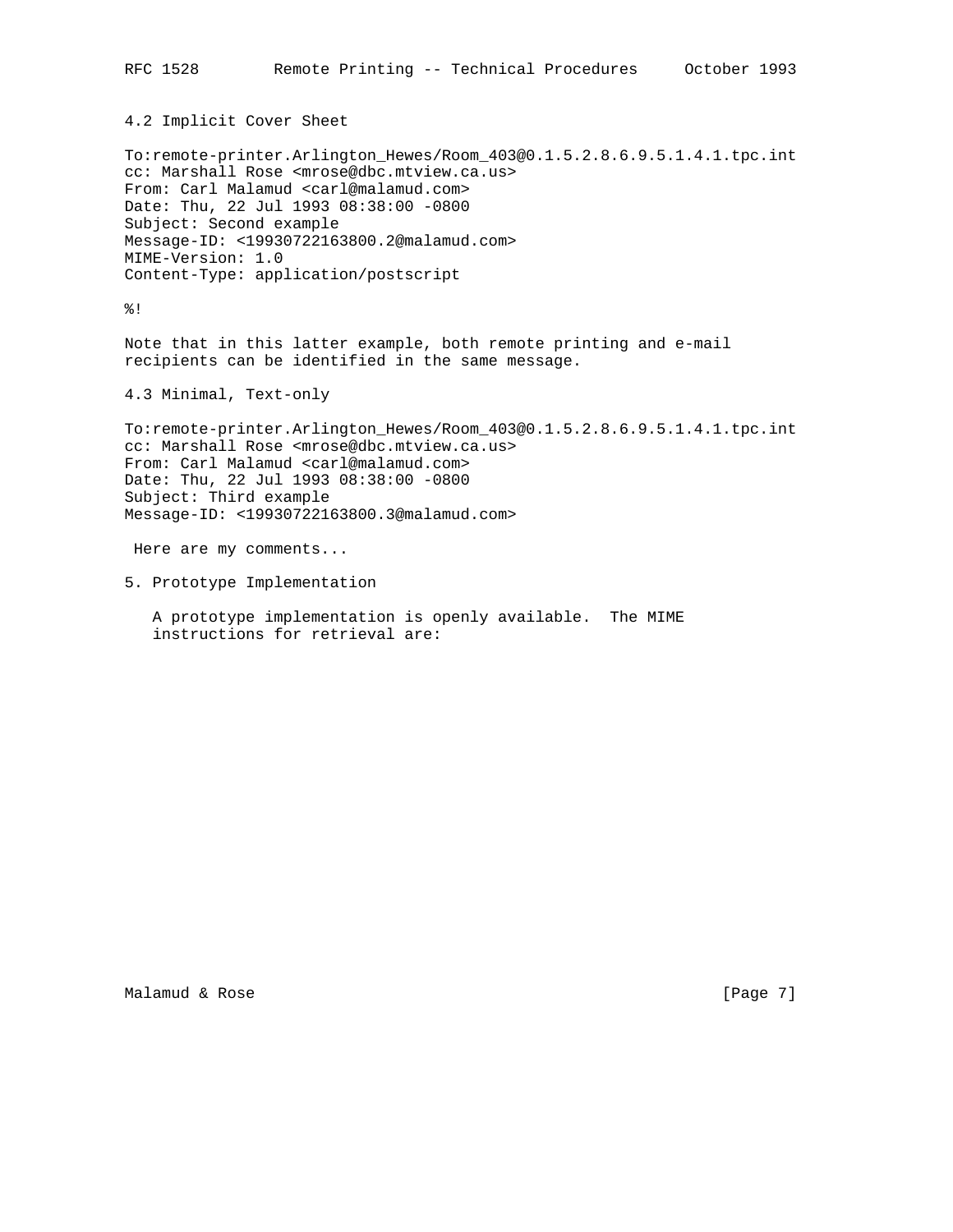### 4.2 Implicit Cover Sheet

```
To:remote-printer.Arlington_Hewes/Room_403@0.1.5.2.8.6.9.5.1.4.1.tpc.int
cc: Marshall Rose <mrose@dbc.mtview.ca.us>
From: Carl Malamud <carl@malamud.com>
Date: Thu, 22 Jul 1993 08:38:00 -0800
Subject: Second example
Message-ID: <19930722163800.2@malamud.com>
MIME-Version: 1.0
Content-Type: application/postscript

%!
```

Note that in this latter example, both remote printing and e-mail recipients can be identified in the same message.

### 4.3 Minimal, Text-only

```
To:remote-printer.Arlington_Hewes/Room_403@0.1.5.2.8.6.9.5.1.4.1.tpc.int
cc: Marshall Rose <mrose@dbc.mtview.ca.us>
From: Carl Malamud <carl@malamud.com>
Date: Thu, 22 Jul 1993 08:38:00 -0800
Subject: Third example
Message-ID: <19930722163800.3@malamud.com>

 Here are my comments...
```

## 5. Prototype Implementation

A prototype implementation is openly available. The MIME instructions for retrieval are: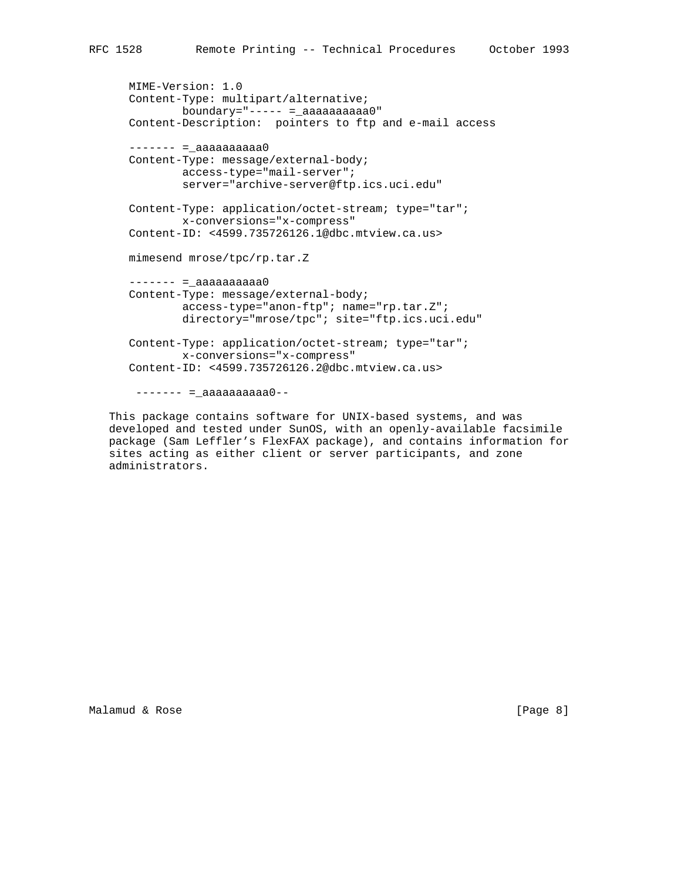```
MIME-Version: 1.0
Content-Type: multipart/alternative;
        boundary="----- =_aaaaaaaaaa0"
Content-Description:  pointers to ftp and e-mail access

------- =_aaaaaaaaaa0
Content-Type: message/external-body;
        access-type="mail-server";
        server="archive-server@ftp.ics.uci.edu"

Content-Type: application/octet-stream; type="tar";
        x-conversions="x-compress"
Content-ID: <4599.735726126.1@dbc.mtview.ca.us>

mimesend mrose/tpc/rp.tar.Z

------- =_aaaaaaaaaa0
Content-Type: message/external-body;
        access-type="anon-ftp"; name="rp.tar.Z";
        directory="mrose/tpc"; site="ftp.ics.uci.edu"

Content-Type: application/octet-stream; type="tar";
        x-conversions="x-compress"
Content-ID: <4599.735726126.2@dbc.mtview.ca.us>

 ------- =_aaaaaaaaaa0--
```

This package contains software for UNIX-based systems, and was developed and tested under SunOS, with an openly-available facsimile package (Sam Leffler’s FlexFAX package), and contains information for sites acting as either client or server participants, and zone administrators.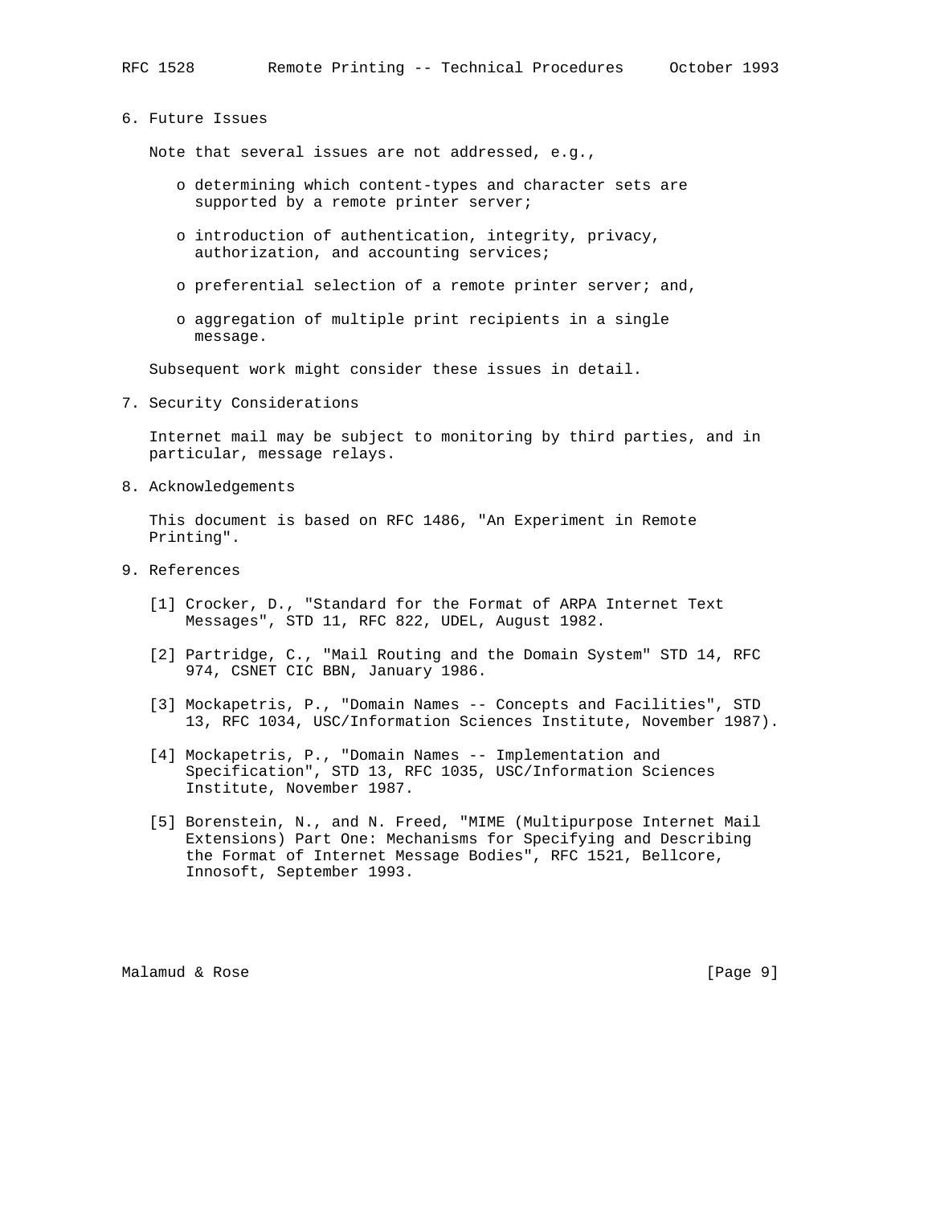## 6. Future Issues

Note that several issues are not addressed, e.g.,

- determining which content-types and character sets are supported by a remote printer server;
- introduction of authentication, integrity, privacy, authorization, and accounting services;
- preferential selection of a remote printer server; and,
- aggregation of multiple print recipients in a single message.

Subsequent work might consider these issues in detail.

## 7. Security Considerations

Internet mail may be subject to monitoring by third parties, and in particular, message relays.

## 8. Acknowledgements

This document is based on RFC 1486, "An Experiment in Remote Printing".

## 9. References

[1] Crocker, D., "Standard for the Format of ARPA Internet Text Messages", STD 11, RFC 822, UDEL, August 1982.

[2] Partridge, C., "Mail Routing and the Domain System" STD 14, RFC 974, CSNET CIC BBN, January 1986.

[3] Mockapetris, P., "Domain Names -- Concepts and Facilities", STD 13, RFC 1034, USC/Information Sciences Institute, November 1987).

[4] Mockapetris, P., "Domain Names -- Implementation and Specification", STD 13, RFC 1035, USC/Information Sciences Institute, November 1987.

[5] Borenstein, N., and N. Freed, "MIME (Multipurpose Internet Mail Extensions) Part One: Mechanisms for Specifying and Describing the Format of Internet Message Bodies", RFC 1521, Bellcore, Innosoft, September 1993.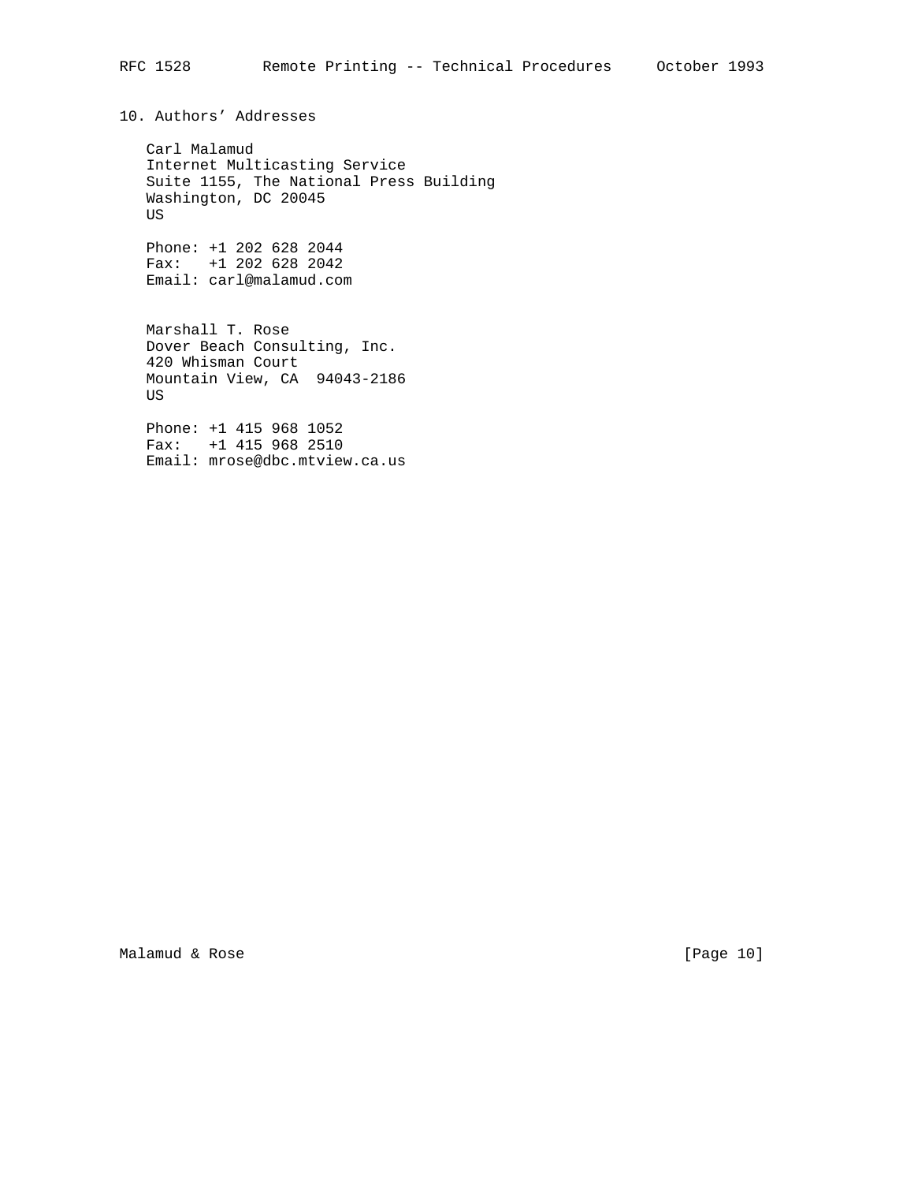## 10. Authors' Addresses

Carl Malamud
Internet Multicasting Service
Suite 1155, The National Press Building
Washington, DC 20045
US

Phone: +1 202 628 2044
Fax: +1 202 628 2042
Email: carl@malamud.com

Marshall T. Rose
Dover Beach Consulting, Inc.
420 Whisman Court
Mountain View, CA 94043-2186
US

Phone: +1 415 968 1052
Fax: +1 415 968 2510
Email: mrose@dbc.mtview.ca.us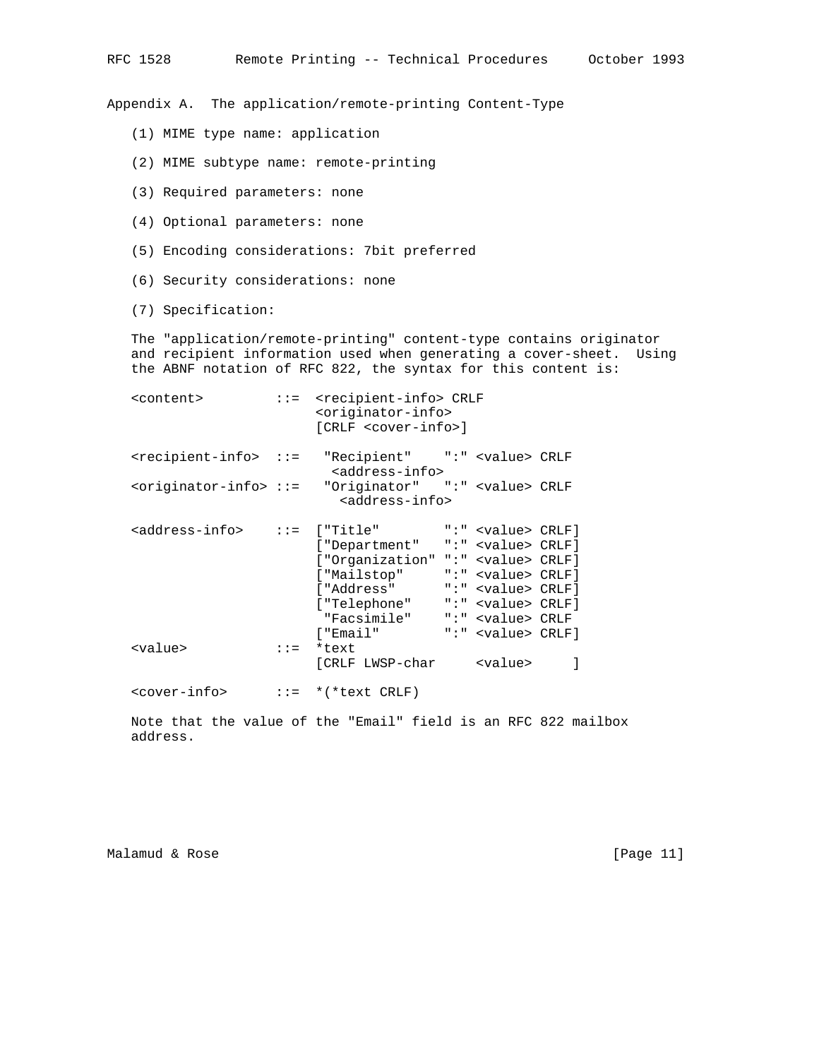## Appendix A. The application/remote-printing Content-Type

(1) MIME type name: application

(2) MIME subtype name: remote-printing

(3) Required parameters: none

(4) Optional parameters: none

(5) Encoding considerations: 7bit preferred

(6) Security considerations: none

(7) Specification:

The "application/remote-printing" content-type contains originator and recipient information used when generating a cover-sheet. Using the ABNF notation of RFC 822, the syntax for this content is:

```
<content>         ::=  <recipient-info> CRLF
                       <originator-info>
                       [CRLF <cover-info>]

<recipient-info>  ::=   "Recipient"    ":" <value> CRLF
                         <address-info>
<originator-info> ::=   "Originator"   ":" <value> CRLF
                          <address-info>

<address-info>    ::=  ["Title"        ":" <value> CRLF]
                       ["Department"   ":" <value> CRLF]
                       ["Organization" ":" <value> CRLF]
                       ["Mailstop"     ":" <value> CRLF]
                       ["Address"      ":" <value> CRLF]
                       ["Telephone"    ":" <value> CRLF]
                        "Facsimile"    ":" <value> CRLF
                       ["Email"        ":" <value> CRLF]
<value>           ::=  *text
                       [CRLF LWSP-char     <value>     ]

<cover-info>      ::=  *(*text CRLF)
```

Note that the value of the "Email" field is an RFC 822 mailbox address.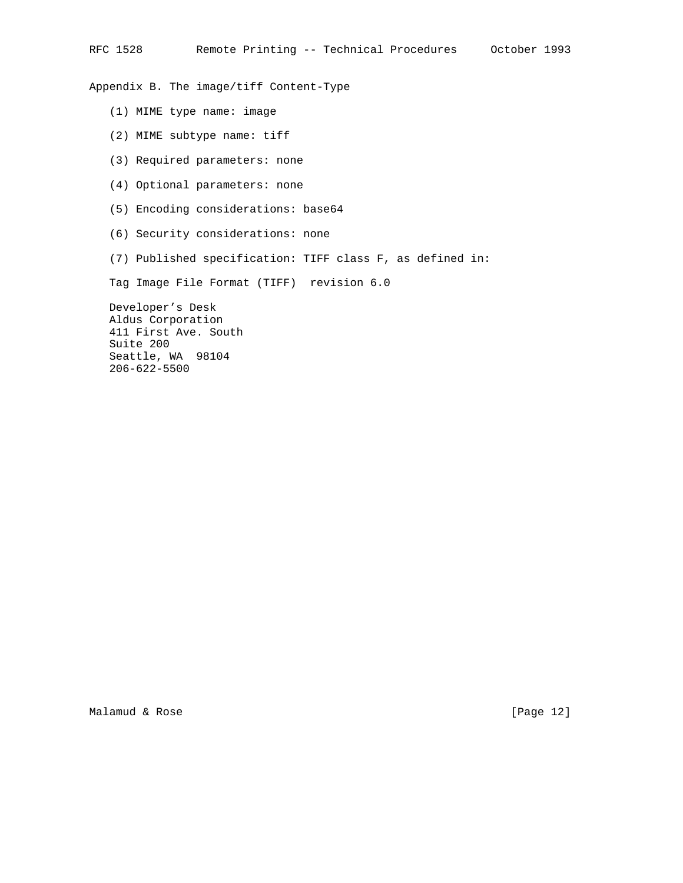## Appendix B. The image/tiff Content-Type

(1) MIME type name: image

(2) MIME subtype name: tiff

(3) Required parameters: none

(4) Optional parameters: none

(5) Encoding considerations: base64

(6) Security considerations: none

(7) Published specification: TIFF class F, as defined in:

Tag Image File Format (TIFF) revision 6.0

Developer's Desk
Aldus Corporation
411 First Ave. South
Suite 200
Seattle, WA 98104
206-622-5500